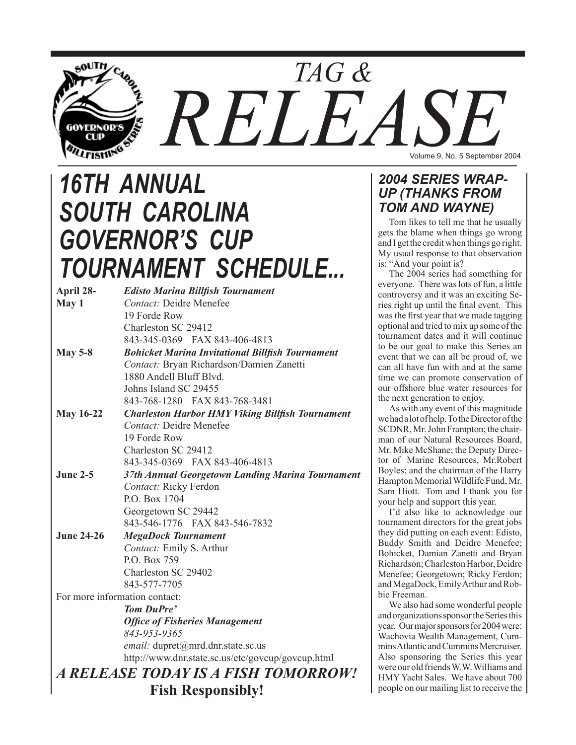# TAG & RELEASE

Volume 9, No. 5 September 2004

## 16TH ANNUAL SOUTH CAROLINA GOVERNOR'S CUP TOURNAMENT SCHEDULE...

**April 28-May 1** — ***Edisto Marina Billfish Tournament***
*Contact:* Deidre Menefee
19 Forde Row
Charleston SC 29412
843-345-0369 FAX 843-406-4813

**May 5-8** — ***Bohicket Marina Invitational Billfish Tournament***
*Contact:* Bryan Richardson/Damien Zanetti
1880 Andell Bluff Blvd.
Johns Island SC 29455
843-768-1280 FAX 843-768-3481

**May 16-22** — ***Charleston Harbor HMY Viking Billfish Tournament***
*Contact:* Deidre Menefee
19 Forde Row
Charleston SC 29412
843-345-0369 FAX 843-406-4813

**June 2-5** — ***37th Annual Georgetown Landing Marina Tournament***
*Contact:* Ricky Ferdon
P.O. Box 1704
Georgetown SC 29442
843-546-1776 FAX 843-546-7832

**June 24-26** — ***MegaDock Tournament***
*Contact:* Emily S. Arthur
P.O. Box 759
Charleston SC 29402
843-577-7705

For more information contact:
***Tom DuPre'***
***Office of Fisheries Management***
*843-953-9365*
*email:* dupret@mrd.dnr.state.sc.us
http://www.dnr.state.sc.us/etc/govcup/govcup.html

***A RELEASE TODAY IS A FISH TOMORROW!***

**Fish Responsibly!**

## 2004 SERIES WRAP-UP (THANKS FROM TOM AND WAYNE)

Tom likes to tell me that he usually gets the blame when things go wrong and I get the credit when things go right. My usual response to that observation is: "And your point is?

The 2004 series had something for everyone. There was lots of fun, a little controversy and it was an exciting Series right up until the final event. This was the first year that we made tagging optional and tried to mix up some of the tournament dates and it will continue to be our goal to make this Series an event that we can all be proud of, we can all have fun with and at the same time we can promote conservation of our offshore blue water resources for the next generation to enjoy.

As with any event of this magnitude we had a lot of help. To the Director of the SCDNR, Mr. John Frampton; the chairman of our Natural Resources Board, Mr. Mike McShane; the Deputy Director of Marine Resources, Mr.Robert Boyles; and the chairman of the Harry Hampton Memorial Wildlife Fund, Mr. Sam Hiott. Tom and I thank you for your help and support this year.

I'd also like to acknowledge our tournament directors for the great jobs they did putting on each event: Edisto, Buddy Smith and Deidre Menefee; Bohicket, Damian Zanetti and Bryan Richardson; Charleston Harbor, Deidre Menefee; Georgetown; Ricky Ferdon; and MegaDock, Emily Arthur and Robbie Freeman.

We also had some wonderful people and organizations sponsor the Series this year. Our major sponsors for 2004 were: Wachovia Wealth Management, Cummins Atlantic and Cummins Mercruiser. Also sponsoring the Series this year were our old friends W.W. Williams and HMY Yacht Sales. We have about 700 people on our mailing list to receive the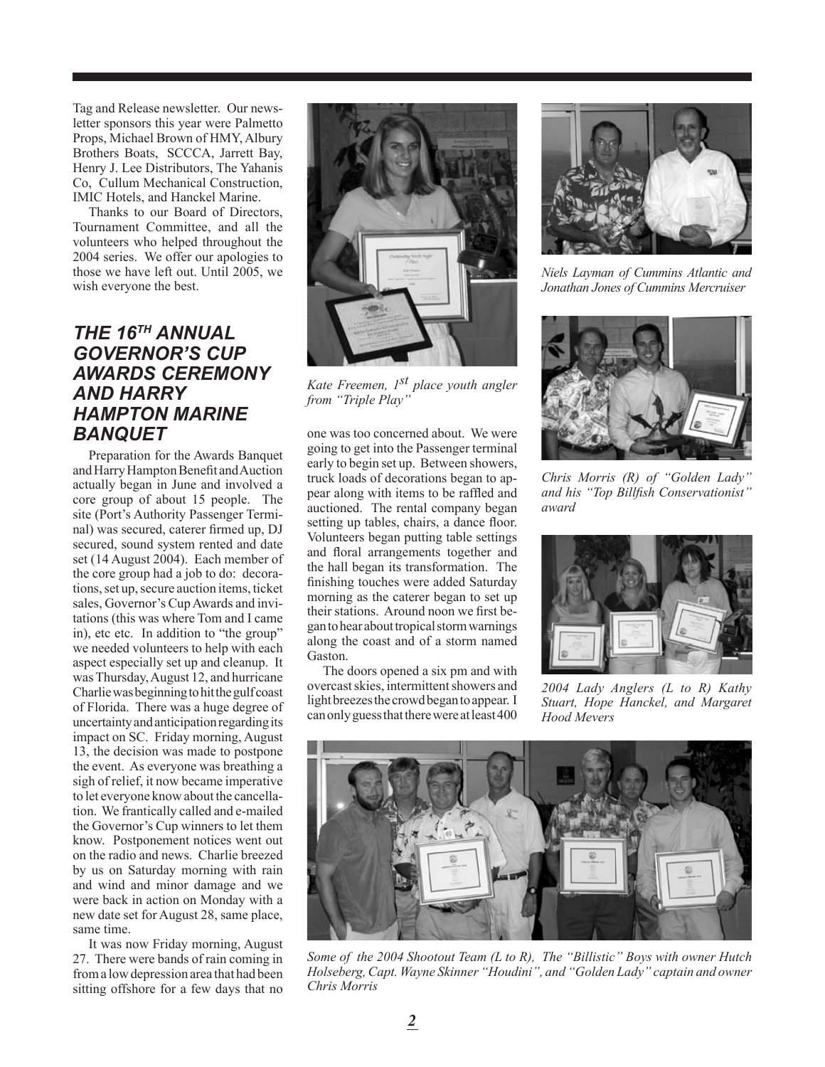Tag and Release newsletter. Our newsletter sponsors this year were Palmetto Props, Michael Brown of HMY, Albury Brothers Boats, SCCCA, Jarrett Bay, Henry J. Lee Distributors, The Yahanis Co, Cullum Mechanical Construction, IMIC Hotels, and Hanckel Marine.

Thanks to our Board of Directors, Tournament Committee, and all the volunteers who helped throughout the 2004 series. We offer our apologies to those we have left out. Until 2005, we wish everyone the best.

## *THE 16TH ANNUAL GOVERNOR'S CUP AWARDS CEREMONY AND HARRY HAMPTON MARINE BANQUET*

Preparation for the Awards Banquet and Harry Hampton Benefit and Auction actually began in June and involved a core group of about 15 people. The site (Port's Authority Passenger Terminal) was secured, caterer firmed up, DJ secured, sound system rented and date set (14 August 2004). Each member of the core group had a job to do: decorations, set up, secure auction items, ticket sales, Governor's Cup Awards and invitations (this was where Tom and I came in), etc etc. In addition to "the group" we needed volunteers to help with each aspect especially set up and cleanup. It was Thursday, August 12, and hurricane Charlie was beginning to hit the gulf coast of Florida. There was a huge degree of uncertainty and anticipation regarding its impact on SC. Friday morning, August 13, the decision was made to postpone the event. As everyone was breathing a sigh of relief, it now became imperative to let everyone know about the cancellation. We frantically called and e-mailed the Governor's Cup winners to let them know. Postponement notices went out on the radio and news. Charlie breezed by us on Saturday morning with rain and wind and minor damage and we were back in action on Monday with a new date set for August 28, same place, same time.

It was now Friday morning, August 27. There were bands of rain coming in from a low depression area that had been sitting offshore for a few days that no one was too concerned about. We were going to get into the Passenger terminal early to begin set up. Between showers, truck loads of decorations began to appear along with items to be raffled and auctioned. The rental company began setting up tables, chairs, a dance floor. Volunteers began putting table settings and floral arrangements together and the hall began its transformation. The finishing touches were added Saturday morning as the caterer began to set up their stations. Around noon we first began to hear about tropical storm warnings along the coast and of a storm named Gaston.

The doors opened a six pm and with overcast skies, intermittent showers and light breezes the crowd began to appear. I can only guess that there were at least 400

*Kate Freemen, 1st place youth angler from "Triple Play"*

*Niels Layman of Cummins Atlantic and Jonathan Jones of Cummins Mercruiser*

*Chris Morris (R) of "Golden Lady" and his "Top Billfish Conservationist" award*

*2004 Lady Anglers (L to R) Kathy Stuart, Hope Hanckel, and Margaret Hood Mevers*

*Some of the 2004 Shootout Team (L to R), The "Billistic" Boys with owner Hutch Holseberg, Capt. Wayne Skinner "Houdini", and "Golden Lady" captain and owner Chris Morris*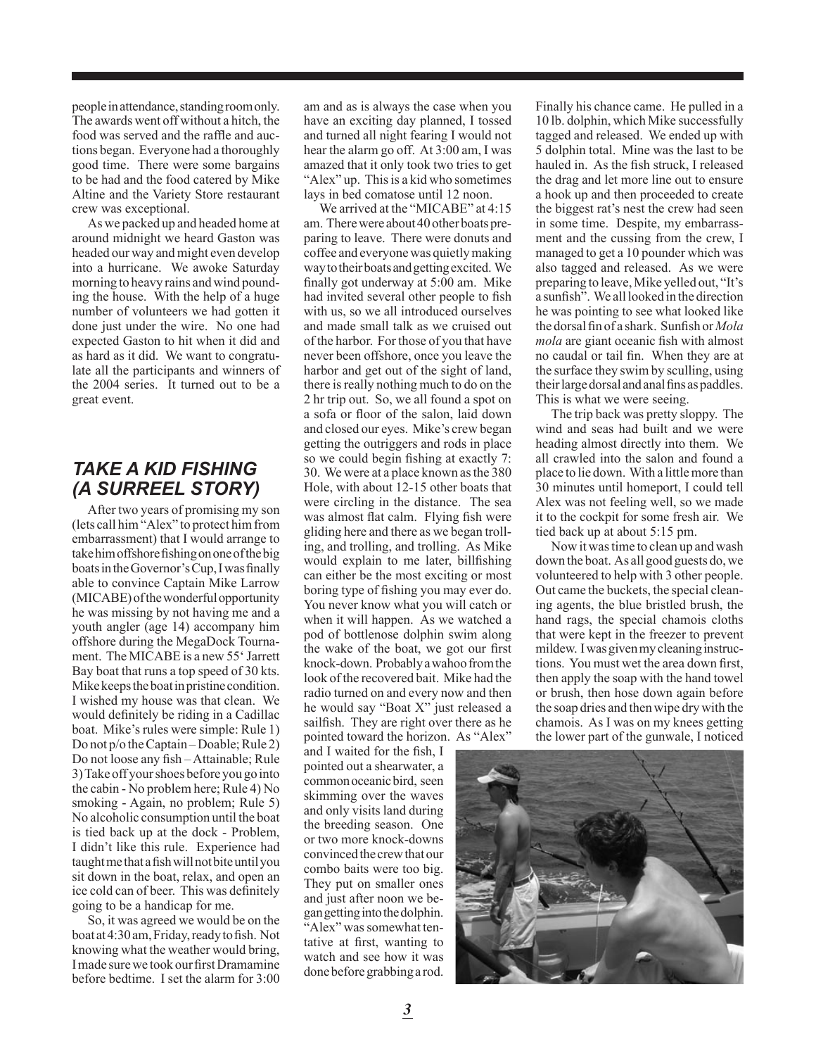people in attendance, standing room only. The awards went off without a hitch, the food was served and the raffle and auctions began. Everyone had a thoroughly good time. There were some bargains to be had and the food catered by Mike Altine and the Variety Store restaurant crew was exceptional.

As we packed up and headed home at around midnight we heard Gaston was headed our way and might even develop into a hurricane. We awoke Saturday morning to heavy rains and wind pounding the house. With the help of a huge number of volunteers we had gotten it done just under the wire. No one had expected Gaston to hit when it did and as hard as it did. We want to congratulate all the participants and winners of the 2004 series. It turned out to be a great event.

## *TAKE A KID FISHING (A SURREEL STORY)*

After two years of promising my son (lets call him "Alex" to protect him from embarrassment) that I would arrange to take him offshore fishing on one of the big boats in the Governor's Cup, I was finally able to convince Captain Mike Larrow (MICABE) of the wonderful opportunity he was missing by not having me and a youth angler (age 14) accompany him offshore during the MegaDock Tournament. The MICABE is a new 55' Jarrett Bay boat that runs a top speed of 30 kts. Mike keeps the boat in pristine condition. I wished my house was that clean. We would definitely be riding in a Cadillac boat. Mike's rules were simple: Rule 1) Do not p/o the Captain – Doable; Rule 2) Do not loose any fish – Attainable; Rule 3) Take off your shoes before you go into the cabin - No problem here; Rule 4) No smoking - Again, no problem; Rule 5) No alcoholic consumption until the boat is tied back up at the dock - Problem, I didn't like this rule. Experience had taught me that a fish will not bite until you sit down in the boat, relax, and open an ice cold can of beer. This was definitely going to be a handicap for me.

So, it was agreed we would be on the boat at 4:30 am, Friday, ready to fish. Not knowing what the weather would bring, I made sure we took our first Dramamine before bedtime. I set the alarm for 3:00 am and as is always the case when you have an exciting day planned, I tossed and turned all night fearing I would not hear the alarm go off. At 3:00 am, I was amazed that it only took two tries to get "Alex" up. This is a kid who sometimes lays in bed comatose until 12 noon.

We arrived at the "MICABE" at 4:15 am. There were about 40 other boats preparing to leave. There were donuts and coffee and everyone was quietly making way to their boats and getting excited. We finally got underway at 5:00 am. Mike had invited several other people to fish with us, so we all introduced ourselves and made small talk as we cruised out of the harbor. For those of you that have never been offshore, once you leave the harbor and get out of the sight of land, there is really nothing much to do on the 2 hr trip out. So, we all found a spot on a sofa or floor of the salon, laid down and closed our eyes. Mike's crew began getting the outriggers and rods in place so we could begin fishing at exactly 7:30. We were at a place known as the 380 Hole, with about 12-15 other boats that were circling in the distance. The sea was almost flat calm. Flying fish were gliding here and there as we began trolling, and trolling, and trolling. As Mike would explain to me later, billfishing can either be the most exciting or most boring type of fishing you may ever do. You never know what you will catch or when it will happen. As we watched a pod of bottlenose dolphin swim along the wake of the boat, we got our first knock-down. Probably a wahoo from the look of the recovered bait. Mike had the radio turned on and every now and then he would say "Boat X" just released a sailfish. They are right over there as he pointed toward the horizon. As "Alex" and I waited for the fish, I pointed out a shearwater, a common oceanic bird, seen skimming over the waves and only visits land during the breeding season. One or two more knock-downs convinced the crew that our combo baits were too big. They put on smaller ones and just after noon we began getting into the dolphin. "Alex" was somewhat tentative at first, wanting to watch and see how it was done before grabbing a rod.

Finally his chance came. He pulled in a 10 lb. dolphin, which Mike successfully tagged and released. We ended up with 5 dolphin total. Mine was the last to be hauled in. As the fish struck, I released the drag and let more line out to ensure a hook up and then proceeded to create the biggest rat's nest the crew had seen in some time. Despite, my embarrassment and the cussing from the crew, I managed to get a 10 pounder which was also tagged and released. As we were preparing to leave, Mike yelled out, "It's a sunfish". We all looked in the direction he was pointing to see what looked like the dorsal fin of a shark. Sunfish or *Mola mola* are giant oceanic fish with almost no caudal or tail fin. When they are at the surface they swim by sculling, using their large dorsal and anal fins as paddles. This is what we were seeing.

The trip back was pretty sloppy. The wind and seas had built and we were heading almost directly into them. We all crawled into the salon and found a place to lie down. With a little more than 30 minutes until homeport, I could tell Alex was not feeling well, so we made it to the cockpit for some fresh air. We tied back up at about 5:15 pm.

Now it was time to clean up and wash down the boat. As all good guests do, we volunteered to help with 3 other people. Out came the buckets, the special cleaning agents, the blue bristled brush, the hand rags, the special chamois cloths that were kept in the freezer to prevent mildew. I was given my cleaning instructions. You must wet the area down first, then apply the soap with the hand towel or brush, then hose down again before the soap dries and then wipe dry with the chamois. As I was on my knees getting the lower part of the gunwale, I noticed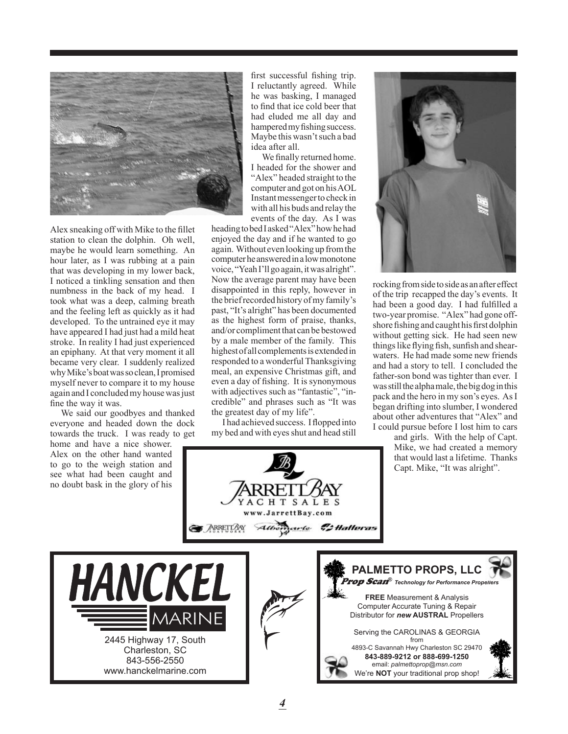Alex sneaking off with Mike to the fillet station to clean the dolphin. Oh well, maybe he would learn something. An hour later, as I was rubbing at a pain that was developing in my lower back, I noticed a tinkling sensation and then numbness in the back of my head. I took what was a deep, calming breath and the feeling left as quickly as it had developed. To the untrained eye it may have appeared I had just had a mild heat stroke. In reality I had just experienced an epiphany. At that very moment it all became very clear. I suddenly realized why Mike's boat was so clean, I promised myself never to compare it to my house again and I concluded my house was just fine the way it was.

We said our goodbyes and thanked everyone and headed down the dock towards the truck. I was ready to get home and have a nice shower. Alex on the other hand wanted to go to the weigh station and see what had been caught and no doubt bask in the glory of his first successful fishing trip. I reluctantly agreed. While he was basking, I managed to find that ice cold beer that had eluded me all day and hampered my fishing success. Maybe this wasn't such a bad idea after all.

We finally returned home. I headed for the shower and "Alex" headed straight to the computer and got on his AOL Instant messenger to check in with all his buds and relay the events of the day. As I was heading to bed I asked "Alex" how he had enjoyed the day and if he wanted to go again. Without even looking up from the computer he answered in a low monotone voice, "Yeah I'll go again, it was alright". Now the average parent may have been disappointed in this reply, however in the brief recorded history of my family's past, "It's alright" has been documented as the highest form of praise, thanks, and/or compliment that can be bestowed by a male member of the family. This highest of all complements is extended in responded to a wonderful Thanksgiving meal, an expensive Christmas gift, and even a day of fishing. It is synonymous with adjectives such as "fantastic", "incredible" and phrases such as "It was the greatest day of my life".

I had achieved success. I flopped into my bed and with eyes shut and head still rocking from side to side as an after effect of the trip recapped the day's events. It had been a good day. I had fulfilled a two-year promise. "Alex" had gone offshore fishing and caught his first dolphin without getting sick. He had seen new things like flying fish, sunfish and shearwaters. He had made some new friends and had a story to tell. I concluded the father-son bond was tighter than ever. I was still the alpha male, the big dog in this pack and the hero in my son's eyes. As I began drifting into slumber, I wondered about other adventures that "Alex" and I could pursue before I lost him to cars and girls. With the help of Capt. Mike, we had created a memory that would last a lifetime. Thanks Capt. Mike, "It was alright".

**JARRETT BAY** YACHT SALES
www.JarrettBay.com
Jarrett Bay Boatworks · Albemarle · Hatteras

**HANCKEL MARINE**
2445 Highway 17, South
Charleston, SC
843-556-2550
www.hanckelmarine.com

**PALMETTO PROPS, LLC**
*Prop Scan® Technology for Performance Propellers*

**FREE** Measurement & Analysis
Computer Accurate Tuning & Repair
Distributor for ***new*** **AUSTRAL** Propellers

Serving the CAROLINAS & GEORGIA
from
4893-C Savannah Hwy Charleston SC 29470
**843-889-9212 or 888-699-1250**
email: *palmettoprop@msn.com*
We're **NOT** your traditional prop shop!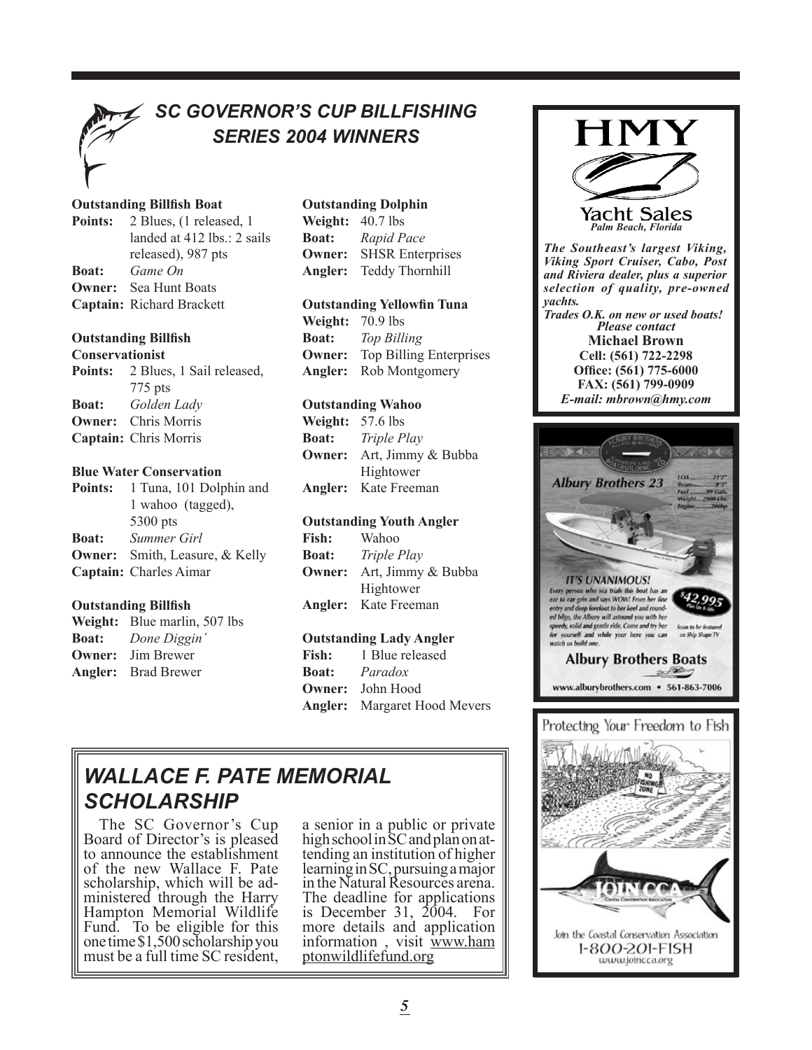## SC GOVERNOR'S CUP BILLFISHING SERIES 2004 WINNERS

**Outstanding Billfish Boat**
**Points:** 2 Blues, (1 released, 1 landed at 412 lbs.: 2 sails released), 987 pts
**Boat:** *Game On*
**Owner:** Sea Hunt Boats
**Captain:** Richard Brackett

**Outstanding Billfish Conservationist**
**Points:** 2 Blues, 1 Sail released, 775 pts
**Boat:** *Golden Lady*
**Owner:** Chris Morris
**Captain:** Chris Morris

**Blue Water Conservation**
**Points:** 1 Tuna, 101 Dolphin and 1 wahoo (tagged), 5300 pts
**Boat:** *Summer Girl*
**Owner:** Smith, Leasure, & Kelly
**Captain:** Charles Aimar

**Outstanding Billfish**
**Weight:** Blue marlin, 507 lbs
**Boat:** *Done Diggin´*
**Owner:** Jim Brewer
**Angler:** Brad Brewer

**Outstanding Dolphin**
**Weight:** 40.7 lbs
**Boat:** *Rapid Pace*
**Owner:** SHSR Enterprises
**Angler:** Teddy Thornhill

**Outstanding Yellowfin Tuna**
**Weight:** 70.9 lbs
**Boat:** *Top Billing*
**Owner:** Top Billing Enterprises
**Angler:** Rob Montgomery

**Outstanding Wahoo**
**Weight:** 57.6 lbs
**Boat:** *Triple Play*
**Owner:** Art, Jimmy & Bubba Hightower
**Angler:** Kate Freeman

**Outstanding Youth Angler**
**Fish:** Wahoo
**Boat:** *Triple Play*
**Owner:** Art, Jimmy & Bubba Hightower
**Angler:** Kate Freeman

**Outstanding Lady Angler**
**Fish:** 1 Blue released
**Boat:** *Paradox*
**Owner:** John Hood
**Angler:** Margaret Hood Mevers

## *WALLACE F. PATE MEMORIAL SCHOLARSHIP*

The SC Governor's Cup Board of Director's is pleased to announce the establishment of the new Wallace F. Pate scholarship, which will be administered through the Harry Hampton Memorial Wildlife Fund. To be eligible for this one time $1,500 scholarship you must be a full time SC resident, a senior in a public or private high school in SC and plan on attending an institution of higher learning in SC, pursuing a major in the Natural Resources arena. The deadline for applications is December 31, 2004. For more details and application information , visit www.hamptonwildlifefund.org

**HMY**

**Yacht Sales**
*Palm Beach, Florida*

***The Southeast's largest Viking, Viking Sport Cruiser, Cabo, Post and Riviera dealer, plus a superior selection of quality, pre-owned yachts.***
***Trades O.K. on new or used boats!***
*Please contact*
**Michael Brown**
**Cell: (561) 722-2298**
**Office: (561) 775-6000**
**FAX: (561) 799-0909**
***E-mail: mbrown@hmy.com***

**Albury Brothers 23**

**IT'S UNANIMOUS!**
Every person who sea trials this boat has an ear to ear grin and says WOW! From her fine entry and deep forefoot to her keel and rounded bilge, the Albury will astound you with her speedy, solid and gentle ride. Come and try her for yourself and while your here you can watch us build one.

$42,995

Soon to be featured on Ship Shape TV

**Albury Brothers Boats**
www.alburybrothers.com • 561-863-7006

Protecting Your Freedom to Fish

JOIN CCA

Join the Coastal Conservation Association
1-800-201-FISH
www.joincca.org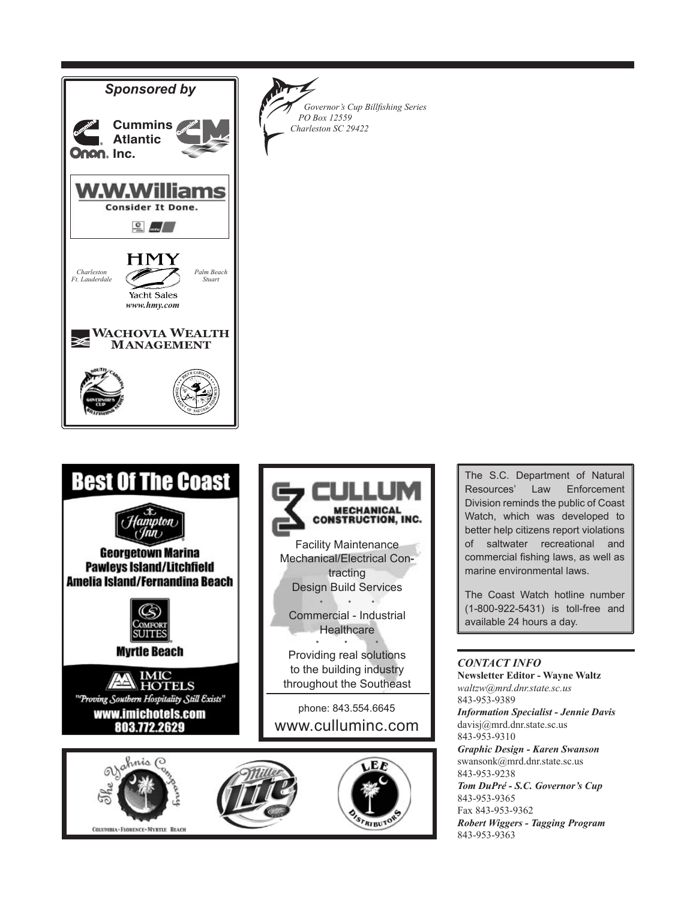*Sponsored by*

Cummins Atlantic Inc.

W.W.Williams

Consider It Done.

*Charleston*
*Ft. Lauderdale*

HMY

Yacht Sales

*www.hmy.com*

*Palm Beach*
*Stuart*

WACHOVIA WEALTH MANAGEMENT

*Governor's Cup Billfishing Series*
*PO Box 12559*
*Charleston SC 29422*

**Best Of The Coast**

Hampton Inn

**Georgetown Marina**
**Pawleys Island/Litchfield**
**Amelia Island/Fernandina Beach**

Comfort Suites

**Myrtle Beach**

IMIC HOTELS

*"Proving Southern Hospitality Still Exists"*

**www.imichotels.com**
**803.772.2629**

**CULLUM MECHANICAL CONSTRUCTION, INC.**

Facility Maintenance
Mechanical/Electrical Contracting
Design Build Services

Commercial - Industrial
Healthcare

Providing real solutions to the building industry throughout the Southeast

phone: 843.554.6645
www.culluminc.com

The Yahnis Company
COLUMBIA • FLORENCE • MYRTLE BEACH

Miller Lite

LEE DISTRIBUTORS

The S.C. Department of Natural Resources' Law Enforcement Division reminds the public of Coast Watch, which was developed to better help citizens report violations of saltwater recreational and commercial fishing laws, as well as marine environmental laws.

The Coast Watch hotline number (1-800-922-5431) is toll-free and available 24 hours a day.

***CONTACT INFO***

**Newsletter Editor - Wayne Waltz**
*waltzw@mrd.dnr.state.sc.us*
843-953-9389

***Information Specialist - Jennie Davis***
davisj@mrd.dnr.state.sc.us
843-953-9310

***Graphic Design - Karen Swanson***
swansonk@mrd.dnr.state.sc.us
843-953-9238

***Tom DuPré - S.C. Governor's Cup***
843-953-9365
Fax 843-953-9362

***Robert Wiggers - Tagging Program***
843-953-9363